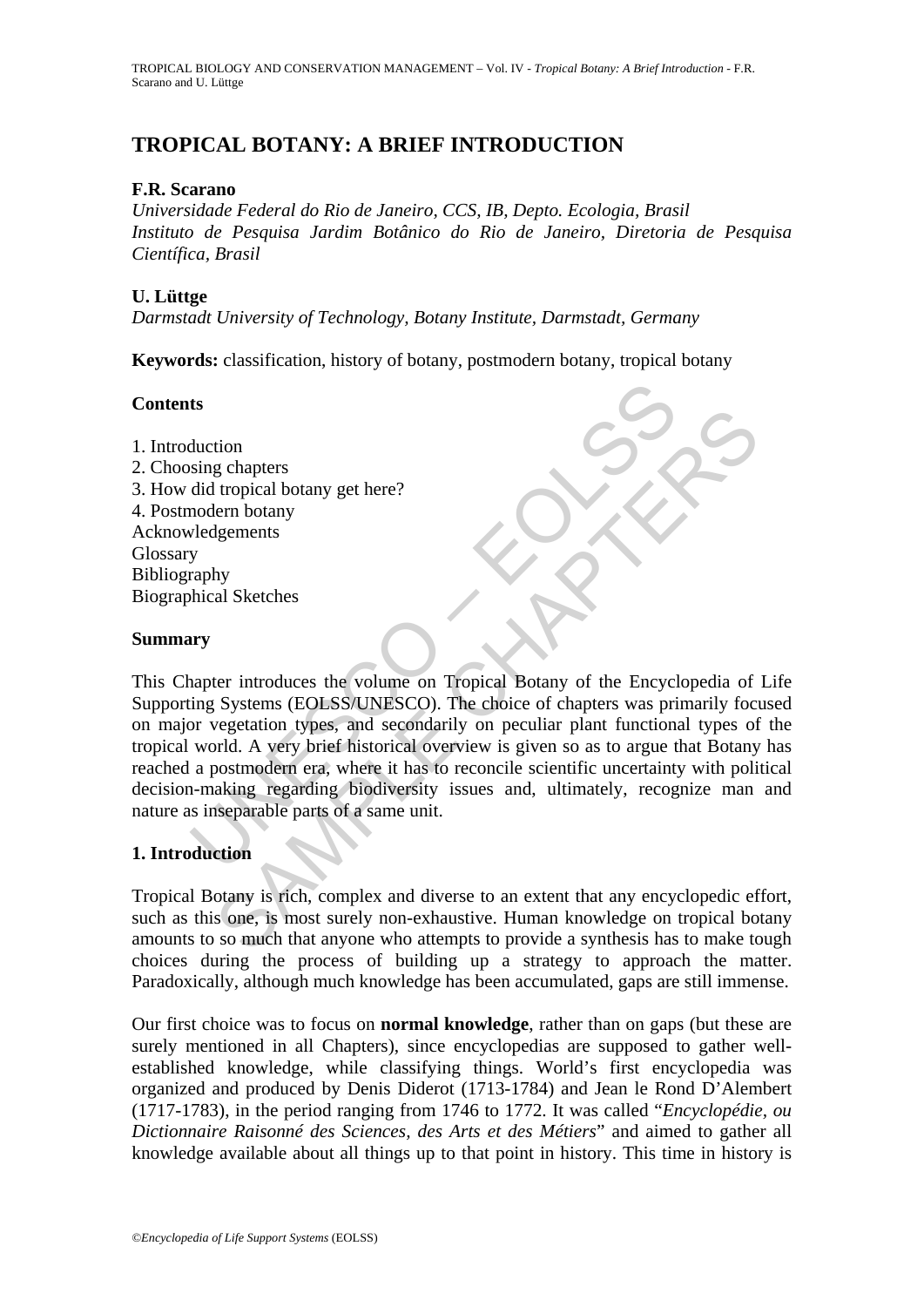# TROPICAL BOTANY: A BRIEF INTRODUCTION

**F.R. Scarano**

*Universidade Federal do Rio de Janeiro, CCS, IB, Depto. Ecologia, Brasil*
*Instituto de Pesquisa Jardim Botânico do Rio de Janeiro, Diretoria de Pesquisa Científica, Brasil*

**U. Lüttge**

*Darmstadt University of Technology, Botany Institute, Darmstadt, Germany*

**Keywords:** classification, history of botany, postmodern botany, tropical botany

## Contents

1. Introduction
2. Choosing chapters
3. How did tropical botany get here?
4. Postmodern botany

Acknowledgements
Glossary
Bibliography
Biographical Sketches

## Summary

This Chapter introduces the volume on Tropical Botany of the Encyclopedia of Life Supporting Systems (EOLSS/UNESCO). The choice of chapters was primarily focused on major vegetation types, and secondarily on peculiar plant functional types of the tropical world. A very brief historical overview is given so as to argue that Botany has reached a postmodern era, where it has to reconcile scientific uncertainty with political decision-making regarding biodiversity issues and, ultimately, recognize man and nature as inseparable parts of a same unit.

## 1. Introduction

Tropical Botany is rich, complex and diverse to an extent that any encyclopedic effort, such as this one, is most surely non-exhaustive. Human knowledge on tropical botany amounts to so much that anyone who attempts to provide a synthesis has to make tough choices during the process of building up a strategy to approach the matter. Paradoxically, although much knowledge has been accumulated, gaps are still immense.

Our first choice was to focus on **normal knowledge**, rather than on gaps (but these are surely mentioned in all Chapters), since encyclopedias are supposed to gather well-established knowledge, while classifying things. World's first encyclopedia was organized and produced by Denis Diderot (1713-1784) and Jean le Rond D'Alembert (1717-1783), in the period ranging from 1746 to 1772. It was called "*Encyclopédie, ou Dictionnaire Raisonné des Sciences, des Arts et des Métiers*" and aimed to gather all knowledge available about all things up to that point in history. This time in history is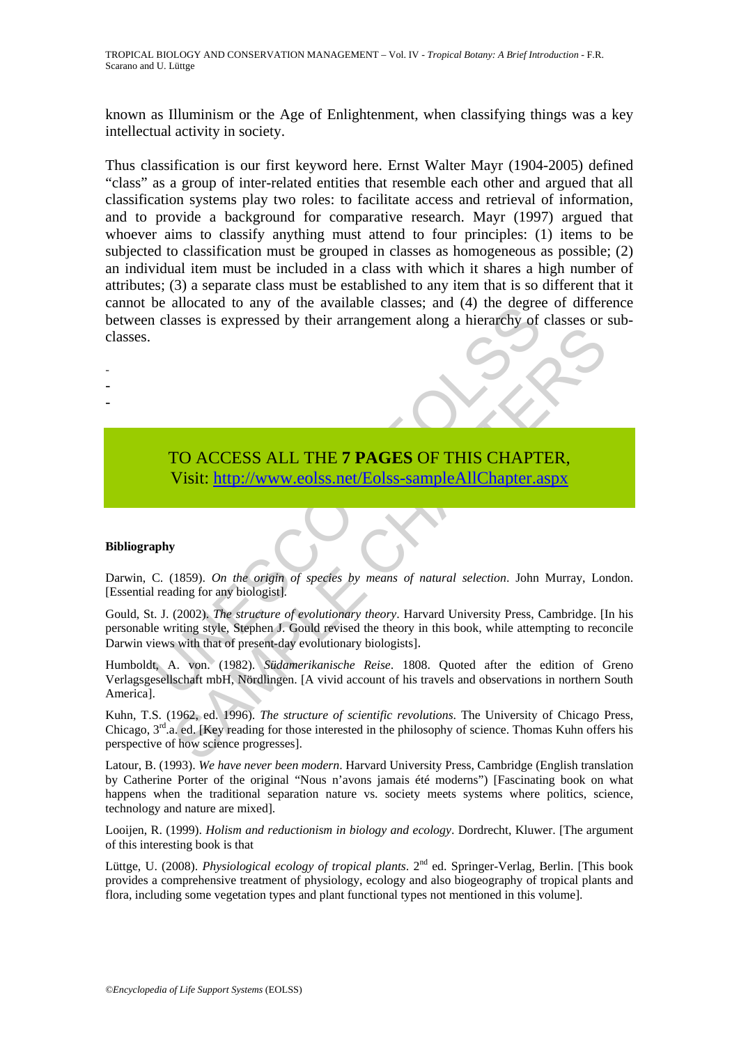known as Illuminism or the Age of Enlightenment, when classifying things was a key intellectual activity in society.

Thus classification is our first keyword here. Ernst Walter Mayr (1904-2005) defined "class" as a group of inter-related entities that resemble each other and argued that all classification systems play two roles: to facilitate access and retrieval of information, and to provide a background for comparative research. Mayr (1997) argued that whoever aims to classify anything must attend to four principles: (1) items to be subjected to classification must be grouped in classes as homogeneous as possible; (2) an individual item must be included in a class with which it shares a high number of attributes; (3) a separate class must be established to any item that is so different that it cannot be allocated to any of the available classes; and (4) the degree of difference between classes is expressed by their arrangement along a hierarchy of classes or sub-classes.

-
-
-

TO ACCESS ALL THE **7 PAGES** OF THIS CHAPTER,
Visit: http://www.eolss.net/Eolss-sampleAllChapter.aspx

**Bibliography**

Darwin, C. (1859). *On the origin of species by means of natural selection*. John Murray, London. [Essential reading for any biologist].

Gould, St. J. (2002). *The structure of evolutionary theory*. Harvard University Press, Cambridge. [In his personable writing style, Stephen J. Gould revised the theory in this book, while attempting to reconcile Darwin views with that of present-day evolutionary biologists].

Humboldt, A. von. (1982). *Südamerikanische Reise*. 1808. Quoted after the edition of Greno Verlagsgesellschaft mbH, Nördlingen. [A vivid account of his travels and observations in northern South America].

Kuhn, T.S. (1962, ed. 1996). *The structure of scientific revolutions*. The University of Chicago Press, Chicago, 3rd.a. ed. [Key reading for those interested in the philosophy of science. Thomas Kuhn offers his perspective of how science progresses].

Latour, B. (1993). *We have never been modern*. Harvard University Press, Cambridge (English translation by Catherine Porter of the original "Nous n'avons jamais été moderns") [Fascinating book on what happens when the traditional separation nature vs. society meets systems where politics, science, technology and nature are mixed].

Looijen, R. (1999). *Holism and reductionism in biology and ecology*. Dordrecht, Kluwer. [The argument of this interesting book is that

Lüttge, U. (2008). *Physiological ecology of tropical plants*. 2nd ed. Springer-Verlag, Berlin. [This book provides a comprehensive treatment of physiology, ecology and also biogeography of tropical plants and flora, including some vegetation types and plant functional types not mentioned in this volume].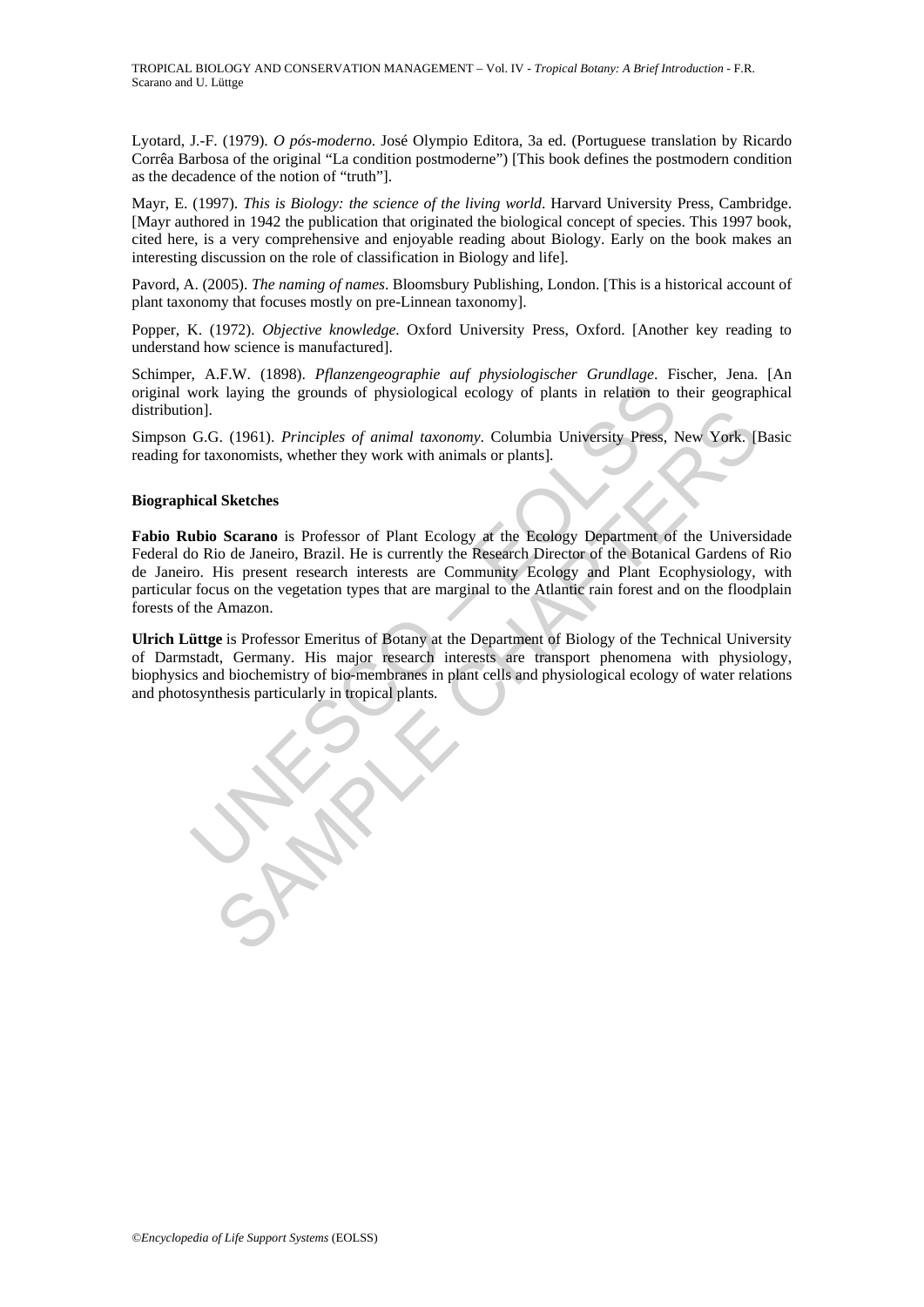Lyotard, J.-F. (1979). *O pós-moderno*. José Olympio Editora, 3a ed. (Portuguese translation by Ricardo Corrêa Barbosa of the original "La condition postmoderne") [This book defines the postmodern condition as the decadence of the notion of "truth"].

Mayr, E. (1997). *This is Biology: the science of the living world*. Harvard University Press, Cambridge. [Mayr authored in 1942 the publication that originated the biological concept of species. This 1997 book, cited here, is a very comprehensive and enjoyable reading about Biology. Early on the book makes an interesting discussion on the role of classification in Biology and life].

Pavord, A. (2005). *The naming of names*. Bloomsbury Publishing, London. [This is a historical account of plant taxonomy that focuses mostly on pre-Linnean taxonomy].

Popper, K. (1972). *Objective knowledge*. Oxford University Press, Oxford. [Another key reading to understand how science is manufactured].

Schimper, A.F.W. (1898). *Pflanzengeographie auf physiologischer Grundlage*. Fischer, Jena. [An original work laying the grounds of physiological ecology of plants in relation to their geographical distribution].

Simpson G.G. (1961). *Principles of animal taxonomy*. Columbia University Press, New York. [Basic reading for taxonomists, whether they work with animals or plants].

**Biographical Sketches**

**Fabio Rubio Scarano** is Professor of Plant Ecology at the Ecology Department of the Universidade Federal do Rio de Janeiro, Brazil. He is currently the Research Director of the Botanical Gardens of Rio de Janeiro. His present research interests are Community Ecology and Plant Ecophysiology, with particular focus on the vegetation types that are marginal to the Atlantic rain forest and on the floodplain forests of the Amazon.

**Ulrich Lüttge** is Professor Emeritus of Botany at the Department of Biology of the Technical University of Darmstadt, Germany. His major research interests are transport phenomena with physiology, biophysics and biochemistry of bio-membranes in plant cells and physiological ecology of water relations and photosynthesis particularly in tropical plants.